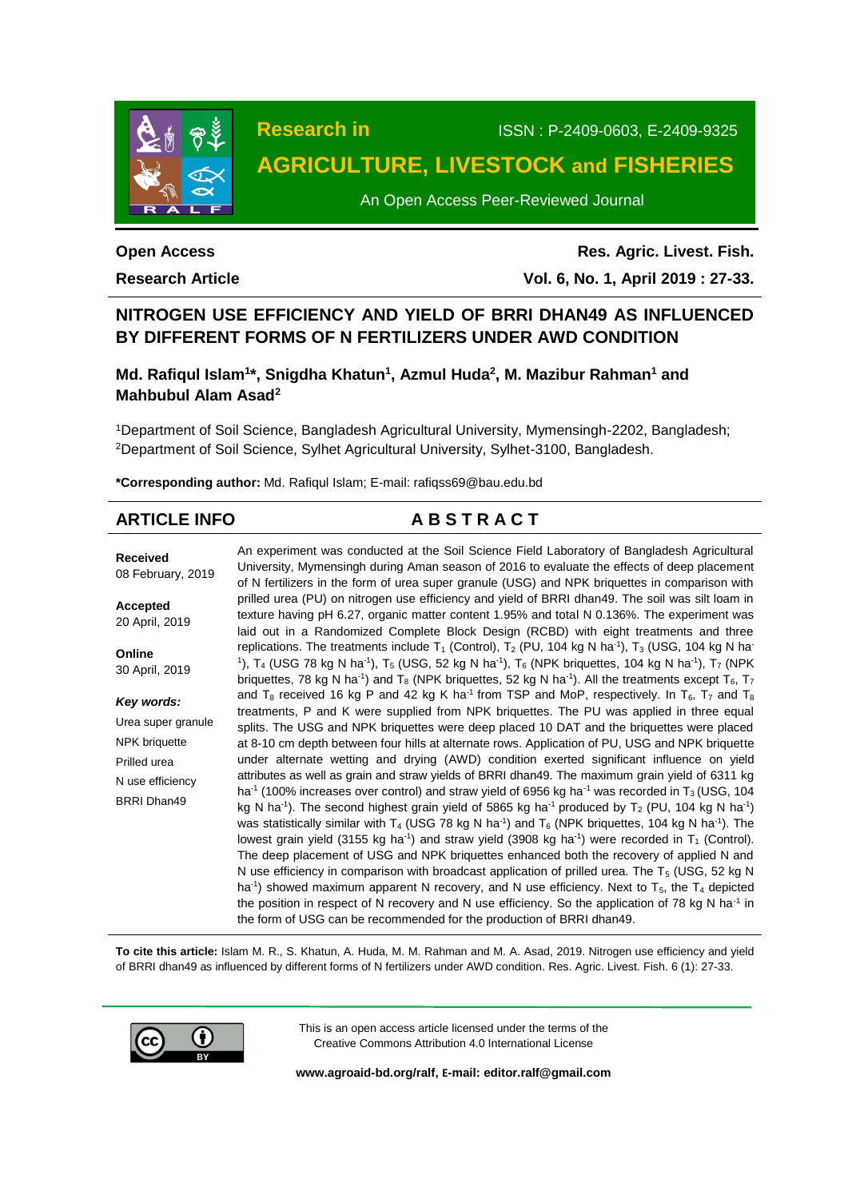# Research in AGRICULTURE, LIVESTOCK and FISHERIES

ISSN : P-2409-0603, E-2409-9325

An Open Access Peer-Reviewed Journal

**Open Access**

**Research Article**

**Res. Agric. Livest. Fish.**

**Vol. 6, No. 1, April 2019 : 27-33.**

## NITROGEN USE EFFICIENCY AND YIELD OF BRRI DHAN49 AS INFLUENCED BY DIFFERENT FORMS OF N FERTILIZERS UNDER AWD CONDITION

**Md. Rafiqul Islam[1]\*, Snigdha Khatun[1], Azmul Huda[2], M. Mazibur Rahman[1] and Mahbubul Alam Asad[2]**

[1]Department of Soil Science, Bangladesh Agricultural University, Mymensingh-2202, Bangladesh; [2]Department of Soil Science, Sylhet Agricultural University, Sylhet-3100, Bangladesh.

**\*Corresponding author:** Md. Rafiqul Islam; E-mail: rafiqss69@bau.edu.bd

### ARTICLE INFO

**Received**
08 February, 2019

**Accepted**
20 April, 2019

**Online**
30 April, 2019

***Key words:***
Urea super granule
NPK briquette
Prilled urea
N use efficiency
BRRI Dhan49

### A B S T R A C T

An experiment was conducted at the Soil Science Field Laboratory of Bangladesh Agricultural University, Mymensingh during Aman season of 2016 to evaluate the effects of deep placement of N fertilizers in the form of urea super granule (USG) and NPK briquettes in comparison with prilled urea (PU) on nitrogen use efficiency and yield of BRRI dhan49. The soil was silt loam in texture having pH 6.27, organic matter content 1.95% and total N 0.136%. The experiment was laid out in a Randomized Complete Block Design (RCBD) with eight treatments and three replications. The treatments include $T_1$ (Control), $T_2$ (PU, 104 kg N ha$^{-1}$), $T_3$ (USG, 104 kg N ha$^{-1}$), $T_4$ (USG 78 kg N ha$^{-1}$), $T_5$ (USG, 52 kg N ha$^{-1}$), $T_6$ (NPK briquettes, 104 kg N ha$^{-1}$), $T_7$ (NPK briquettes, 78 kg N ha$^{-1}$) and $T_8$ (NPK briquettes, 52 kg N ha$^{-1}$). All the treatments except $T_6$, $T_7$ and $T_8$ received 16 kg P and 42 kg K ha$^{-1}$ from TSP and MoP, respectively. In $T_6$, $T_7$ and $T_8$ treatments, P and K were supplied from NPK briquettes. The PU was applied in three equal splits. The USG and NPK briquettes were deep placed 10 DAT and the briquettes were placed at 8-10 cm depth between four hills at alternate rows. Application of PU, USG and NPK briquette under alternate wetting and drying (AWD) condition exerted significant influence on yield attributes as well as grain and straw yields of BRRI dhan49. The maximum grain yield of 6311 kg ha$^{-1}$ (100% increases over control) and straw yield of 6956 kg ha$^{-1}$ was recorded in $T_3$ (USG, 104 kg N ha$^{-1}$). The second highest grain yield of 5865 kg ha$^{-1}$ produced by $T_2$ (PU, 104 kg N ha$^{-1}$) was statistically similar with $T_4$ (USG 78 kg N ha$^{-1}$) and $T_6$ (NPK briquettes, 104 kg N ha$^{-1}$). The lowest grain yield (3155 kg ha$^{-1}$) and straw yield (3908 kg ha$^{-1}$) were recorded in $T_1$ (Control). The deep placement of USG and NPK briquettes enhanced both the recovery of applied N and N use efficiency in comparison with broadcast application of prilled urea. The $T_5$ (USG, 52 kg N ha$^{-1}$) showed maximum apparent N recovery, and N use efficiency. Next to $T_5$, the $T_4$ depicted the position in respect of N recovery and N use efficiency. So the application of 78 kg N ha$^{-1}$ in the form of USG can be recommended for the production of BRRI dhan49.

**To cite this article:** Islam M. R., S. Khatun, A. Huda, M. M. Rahman and M. A. Asad, 2019. Nitrogen use efficiency and yield of BRRI dhan49 as influenced by different forms of N fertilizers under AWD condition. Res. Agric. Livest. Fish. 6 (1): 27-33.

This is an open access article licensed under the terms of the Creative Commons Attribution 4.0 International License

**www.agroaid-bd.org/ralf, E-mail: editor.ralf@gmail.com**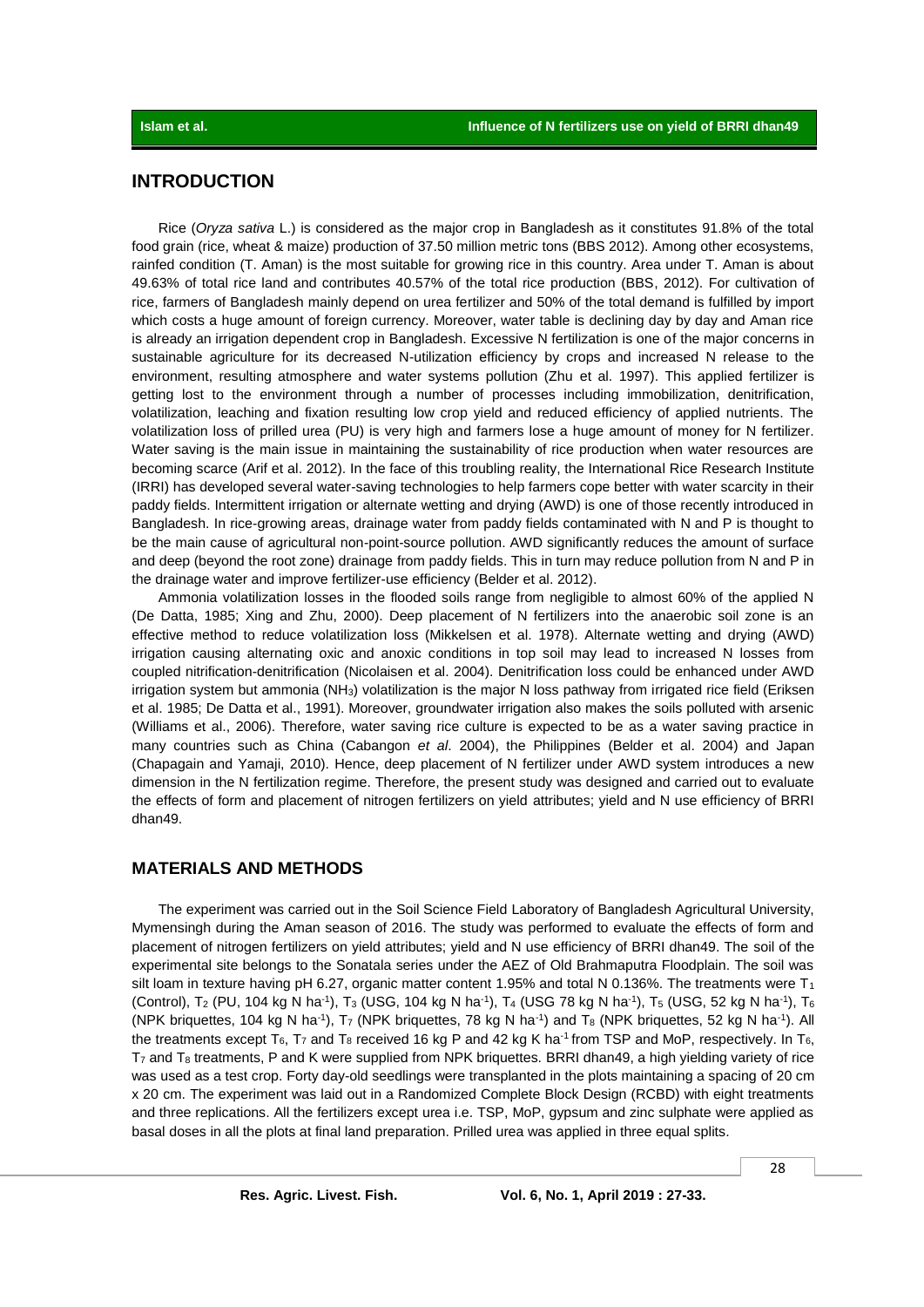## INTRODUCTION

Rice (*Oryza sativa* L.) is considered as the major crop in Bangladesh as it constitutes 91.8% of the total food grain (rice, wheat & maize) production of 37.50 million metric tons (BBS 2012). Among other ecosystems, rainfed condition (T. Aman) is the most suitable for growing rice in this country. Area under T. Aman is about 49.63% of total rice land and contributes 40.57% of the total rice production (BBS, 2012). For cultivation of rice, farmers of Bangladesh mainly depend on urea fertilizer and 50% of the total demand is fulfilled by import which costs a huge amount of foreign currency. Moreover, water table is declining day by day and Aman rice is already an irrigation dependent crop in Bangladesh. Excessive N fertilization is one of the major concerns in sustainable agriculture for its decreased N-utilization efficiency by crops and increased N release to the environment, resulting atmosphere and water systems pollution (Zhu et al. 1997). This applied fertilizer is getting lost to the environment through a number of processes including immobilization, denitrification, volatilization, leaching and fixation resulting low crop yield and reduced efficiency of applied nutrients. The volatilization loss of prilled urea (PU) is very high and farmers lose a huge amount of money for N fertilizer. Water saving is the main issue in maintaining the sustainability of rice production when water resources are becoming scarce (Arif et al. 2012). In the face of this troubling reality, the International Rice Research Institute (IRRI) has developed several water-saving technologies to help farmers cope better with water scarcity in their paddy fields. Intermittent irrigation or alternate wetting and drying (AWD) is one of those recently introduced in Bangladesh. In rice-growing areas, drainage water from paddy fields contaminated with N and P is thought to be the main cause of agricultural non-point-source pollution. AWD significantly reduces the amount of surface and deep (beyond the root zone) drainage from paddy fields. This in turn may reduce pollution from N and P in the drainage water and improve fertilizer-use efficiency (Belder et al. 2012).

Ammonia volatilization losses in the flooded soils range from negligible to almost 60% of the applied N (De Datta, 1985; Xing and Zhu, 2000). Deep placement of N fertilizers into the anaerobic soil zone is an effective method to reduce volatilization loss (Mikkelsen et al. 1978). Alternate wetting and drying (AWD) irrigation causing alternating oxic and anoxic conditions in top soil may lead to increased N losses from coupled nitrification-denitrification (Nicolaisen et al. 2004). Denitrification loss could be enhanced under AWD irrigation system but ammonia ($NH_3$) volatilization is the major N loss pathway from irrigated rice field (Eriksen et al. 1985; De Datta et al., 1991). Moreover, groundwater irrigation also makes the soils polluted with arsenic (Williams et al., 2006). Therefore, water saving rice culture is expected to be as a water saving practice in many countries such as China (Cabangon *et al*. 2004), the Philippines (Belder et al. 2004) and Japan (Chapagain and Yamaji, 2010). Hence, deep placement of N fertilizer under AWD system introduces a new dimension in the N fertilization regime. Therefore, the present study was designed and carried out to evaluate the effects of form and placement of nitrogen fertilizers on yield attributes; yield and N use efficiency of BRRI dhan49.

## MATERIALS AND METHODS

The experiment was carried out in the Soil Science Field Laboratory of Bangladesh Agricultural University, Mymensingh during the Aman season of 2016. The study was performed to evaluate the effects of form and placement of nitrogen fertilizers on yield attributes; yield and N use efficiency of BRRI dhan49. The soil of the experimental site belongs to the Sonatala series under the AEZ of Old Brahmaputra Floodplain. The soil was silt loam in texture having pH 6.27, organic matter content 1.95% and total N 0.136%. The treatments were $T_1$ (Control), $T_2$ (PU, 104 kg N ha$^{-1}$), $T_3$ (USG, 104 kg N ha$^{-1}$), $T_4$ (USG 78 kg N ha$^{-1}$), $T_5$ (USG, 52 kg N ha$^{-1}$), $T_6$ (NPK briquettes, 104 kg N ha$^{-1}$), $T_7$ (NPK briquettes, 78 kg N ha$^{-1}$) and $T_8$ (NPK briquettes, 52 kg N ha$^{-1}$). All the treatments except $T_6$, $T_7$ and $T_8$ received 16 kg P and 42 kg K ha$^{-1}$ from TSP and MoP, respectively. In $T_6$, $T_7$ and $T_8$ treatments, P and K were supplied from NPK briquettes. BRRI dhan49, a high yielding variety of rice was used as a test crop. Forty day-old seedlings were transplanted in the plots maintaining a spacing of 20 cm x 20 cm. The experiment was laid out in a Randomized Complete Block Design (RCBD) with eight treatments and three replications. All the fertilizers except urea i.e. TSP, MoP, gypsum and zinc sulphate were applied as basal doses in all the plots at final land preparation. Prilled urea was applied in three equal splits.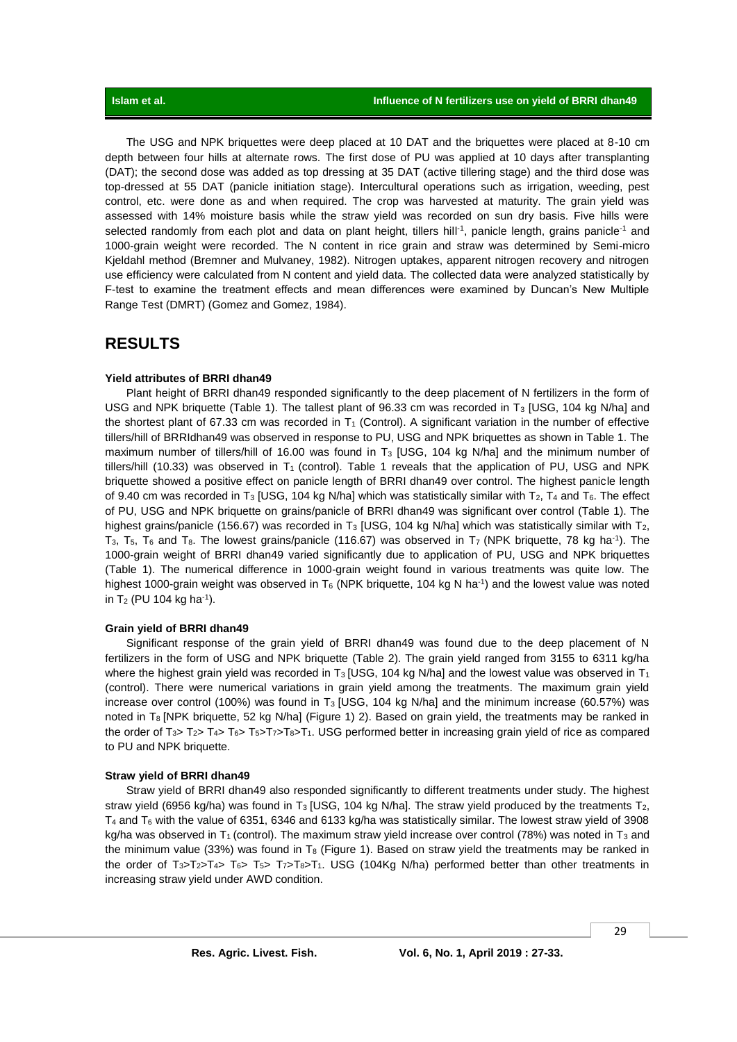The USG and NPK briquettes were deep placed at 10 DAT and the briquettes were placed at 8-10 cm depth between four hills at alternate rows. The first dose of PU was applied at 10 days after transplanting (DAT); the second dose was added as top dressing at 35 DAT (active tillering stage) and the third dose was top-dressed at 55 DAT (panicle initiation stage). Intercultural operations such as irrigation, weeding, pest control, etc. were done as and when required. The crop was harvested at maturity. The grain yield was assessed with 14% moisture basis while the straw yield was recorded on sun dry basis. Five hills were selected randomly from each plot and data on plant height, tillers hill$^{-1}$, panicle length, grains panicle$^{-1}$ and 1000-grain weight were recorded. The N content in rice grain and straw was determined by Semi-micro Kjeldahl method (Bremner and Mulvaney, 1982). Nitrogen uptakes, apparent nitrogen recovery and nitrogen use efficiency were calculated from N content and yield data. The collected data were analyzed statistically by F-test to examine the treatment effects and mean differences were examined by Duncan's New Multiple Range Test (DMRT) (Gomez and Gomez, 1984).

# RESULTS

### Yield attributes of BRRI dhan49

Plant height of BRRI dhan49 responded significantly to the deep placement of N fertilizers in the form of USG and NPK briquette (Table 1). The tallest plant of 96.33 cm was recorded in $T_3$ [USG, 104 kg N/ha] and the shortest plant of 67.33 cm was recorded in $T_1$ (Control). A significant variation in the number of effective tillers/hill of BRRIdhan49 was observed in response to PU, USG and NPK briquettes as shown in Table 1. The maximum number of tillers/hill of 16.00 was found in $T_3$ [USG, 104 kg N/ha] and the minimum number of tillers/hill (10.33) was observed in $T_1$ (control). Table 1 reveals that the application of PU, USG and NPK briquette showed a positive effect on panicle length of BRRI dhan49 over control. The highest panicle length of 9.40 cm was recorded in $T_3$ [USG, 104 kg N/ha] which was statistically similar with $T_2$, $T_4$ and $T_6$. The effect of PU, USG and NPK briquette on grains/panicle of BRRI dhan49 was significant over control (Table 1). The highest grains/panicle (156.67) was recorded in $T_3$ [USG, 104 kg N/ha] which was statistically similar with $T_2$, $T_3$, $T_5$, $T_6$ and $T_8$. The lowest grains/panicle (116.67) was observed in $T_7$ (NPK briquette, 78 kg ha$^{-1}$). The 1000-grain weight of BRRI dhan49 varied significantly due to application of PU, USG and NPK briquettes (Table 1). The numerical difference in 1000-grain weight found in various treatments was quite low. The highest 1000-grain weight was observed in $T_6$ (NPK briquette, 104 kg N ha$^{-1}$) and the lowest value was noted in $T_2$ (PU 104 kg ha$^{-1}$).

### Grain yield of BRRI dhan49

Significant response of the grain yield of BRRI dhan49 was found due to the deep placement of N fertilizers in the form of USG and NPK briquette (Table 2). The grain yield ranged from 3155 to 6311 kg/ha where the highest grain yield was recorded in $T_3$ [USG, 104 kg N/ha] and the lowest value was observed in $T_1$ (control). There were numerical variations in grain yield among the treatments. The maximum grain yield increase over control (100%) was found in $T_3$ [USG, 104 kg N/ha] and the minimum increase (60.57%) was noted in $T_8$ [NPK briquette, 52 kg N/ha] (Figure 1) 2). Based on grain yield, the treatments may be ranked in the order of $T_3 > T_2 > T_4 > T_6 > T_5 > T_7 > T_8 > T_1$. USG performed better in increasing grain yield of rice as compared to PU and NPK briquette.

### Straw yield of BRRI dhan49

Straw yield of BRRI dhan49 also responded significantly to different treatments under study. The highest straw yield (6956 kg/ha) was found in $T_3$ [USG, 104 kg N/ha]. The straw yield produced by the treatments $T_2$, $T_4$ and $T_6$ with the value of 6351, 6346 and 6133 kg/ha was statistically similar. The lowest straw yield of 3908 kg/ha was observed in $T_1$ (control). The maximum straw yield increase over control (78%) was noted in $T_3$ and the minimum value (33%) was found in $T_8$ (Figure 1). Based on straw yield the treatments may be ranked in the order of $T_3 > T_2 > T_4 > T_6 > T_5 > T_7 > T_8 > T_1$. USG (104Kg N/ha) performed better than other treatments in increasing straw yield under AWD condition.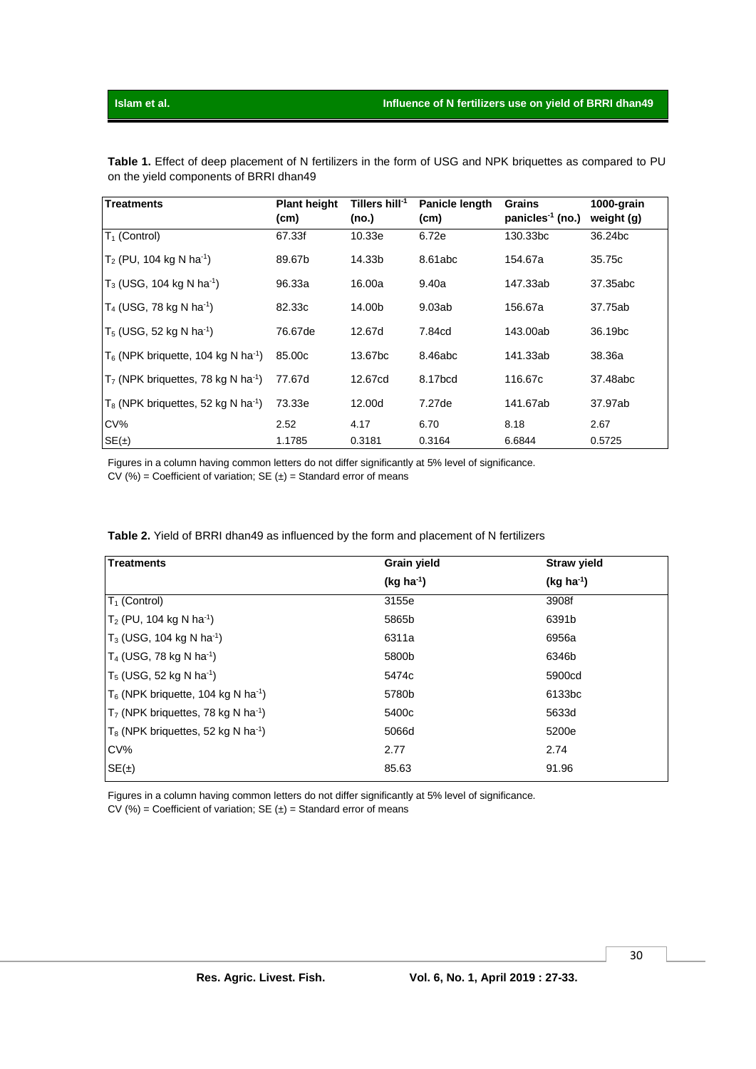**Table 1.** Effect of deep placement of N fertilizers in the form of USG and NPK briquettes as compared to PU on the yield components of BRRI dhan49

| Treatments | Plant height (cm) | Tillers hill$^{-1}$ (no.) | Panicle length (cm) | Grains panicles$^{-1}$ (no.) | 1000-grain weight (g) |
|---|---|---|---|---|---|
| $T_1$ (Control) | 67.33f | 10.33e | 6.72e | 130.33bc | 36.24bc |
| $T_2$ (PU, 104 kg N ha$^{-1}$) | 89.67b | 14.33b | 8.61abc | 154.67a | 35.75c |
| $T_3$ (USG, 104 kg N ha$^{-1}$) | 96.33a | 16.00a | 9.40a | 147.33ab | 37.35abc |
| $T_4$ (USG, 78 kg N ha$^{-1}$) | 82.33c | 14.00b | 9.03ab | 156.67a | 37.75ab |
| $T_5$ (USG, 52 kg N ha$^{-1}$) | 76.67de | 12.67d | 7.84cd | 143.00ab | 36.19bc |
| $T_6$ (NPK briquette, 104 kg N ha$^{-1}$) | 85.00c | 13.67bc | 8.46abc | 141.33ab | 38.36a |
| $T_7$ (NPK briquettes, 78 kg N ha$^{-1}$) | 77.67d | 12.67cd | 8.17bcd | 116.67c | 37.48abc |
| $T_8$ (NPK briquettes, 52 kg N ha$^{-1}$) | 73.33e | 12.00d | 7.27de | 141.67ab | 37.97ab |
| CV% | 2.52 | 4.17 | 6.70 | 8.18 | 2.67 |
| SE(±) | 1.1785 | 0.3181 | 0.3164 | 6.6844 | 0.5725 |

Figures in a column having common letters do not differ significantly at 5% level of significance.
CV (%) = Coefficient of variation; SE (±) = Standard error of means

**Table 2.** Yield of BRRI dhan49 as influenced by the form and placement of N fertilizers

| Treatments | Grain yield (kg ha$^{-1}$) | Straw yield (kg ha$^{-1}$) |
|---|---|---|
| $T_1$ (Control) | 3155e | 3908f |
| $T_2$ (PU, 104 kg N ha$^{-1}$) | 5865b | 6391b |
| $T_3$ (USG, 104 kg N ha$^{-1}$) | 6311a | 6956a |
| $T_4$ (USG, 78 kg N ha$^{-1}$) | 5800b | 6346b |
| $T_5$ (USG, 52 kg N ha$^{-1}$) | 5474c | 5900cd |
| $T_6$ (NPK briquette, 104 kg N ha$^{-1}$) | 5780b | 6133bc |
| $T_7$ (NPK briquettes, 78 kg N ha$^{-1}$) | 5400c | 5633d |
| $T_8$ (NPK briquettes, 52 kg N ha$^{-1}$) | 5066d | 5200e |
| CV% | 2.77 | 2.74 |
| SE(±) | 85.63 | 91.96 |

Figures in a column having common letters do not differ significantly at 5% level of significance.
CV (%) = Coefficient of variation; SE (±) = Standard error of means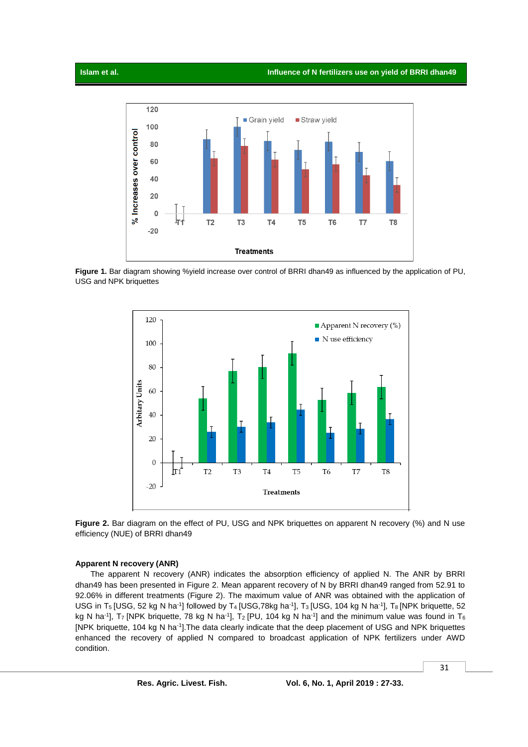**Figure 1.** Bar diagram showing %yield increase over control of BRRI dhan49 as influenced by the application of PU, USG and NPK briquettes

**Figure 2.** Bar diagram on the effect of PU, USG and NPK briquettes on apparent N recovery (%) and N use efficiency (NUE) of BRRI dhan49

### Apparent N recovery (ANR)

The apparent N recovery (ANR) indicates the absorption efficiency of applied N. The ANR by BRRI dhan49 has been presented in Figure 2. Mean apparent recovery of N by BRRI dhan49 ranged from 52.91 to 92.06% in different treatments (Figure 2). The maximum value of ANR was obtained with the application of USG in $T_5$ [USG, 52 kg N ha$^{-1}$] followed by $T_4$ [USG,78kg ha$^{-1}$], $T_3$ [USG, 104 kg N ha$^{-1}$], $T_8$ [NPK briquette, 52 kg N ha$^{-1}$], $T_7$ [NPK briquette, 78 kg N ha$^{-1}$], $T_2$ [PU, 104 kg N ha$^{-1}$] and the minimum value was found in $T_6$ [NPK briquette, 104 kg N ha$^{-1}$].The data clearly indicate that the deep placement of USG and NPK briquettes enhanced the recovery of applied N compared to broadcast application of NPK fertilizers under AWD condition.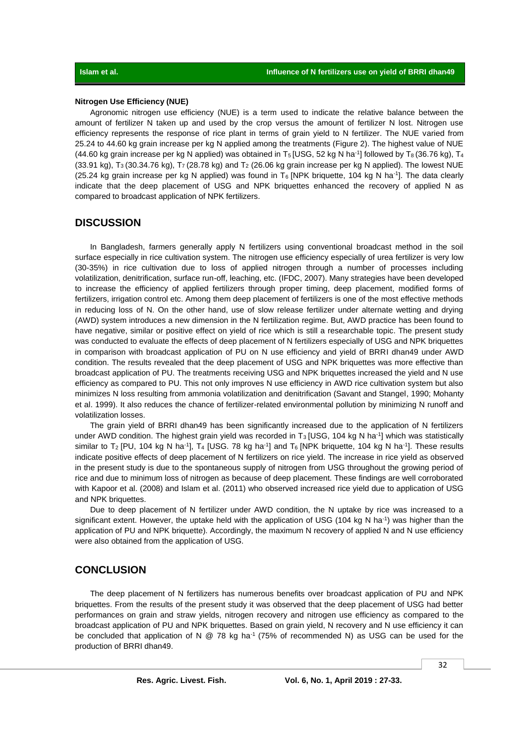**Nitrogen Use Efficiency (NUE)**

Agronomic nitrogen use efficiency (NUE) is a term used to indicate the relative balance between the amount of fertilizer N taken up and used by the crop versus the amount of fertilizer N lost. Nitrogen use efficiency represents the response of rice plant in terms of grain yield to N fertilizer. The NUE varied from 25.24 to 44.60 kg grain increase per kg N applied among the treatments (Figure 2). The highest value of NUE (44.60 kg grain increase per kg N applied) was obtained in $T_5$ [USG, 52 kg N ha$^{-1}$] followed by $T_8$ (36.76 kg), $T_4$ (33.91 kg), $T_3$ (30.34.76 kg), $T_7$ (28.78 kg) and $T_2$ (26.06 kg grain increase per kg N applied). The lowest NUE (25.24 kg grain increase per kg N applied) was found in $T_6$ [NPK briquette, 104 kg N ha$^{-1}$]. The data clearly indicate that the deep placement of USG and NPK briquettes enhanced the recovery of applied N as compared to broadcast application of NPK fertilizers.

## DISCUSSION

In Bangladesh, farmers generally apply N fertilizers using conventional broadcast method in the soil surface especially in rice cultivation system. The nitrogen use efficiency especially of urea fertilizer is very low (30-35%) in rice cultivation due to loss of applied nitrogen through a number of processes including volatilization, denitrification, surface run-off, leaching, etc. (IFDC, 2007). Many strategies have been developed to increase the efficiency of applied fertilizers through proper timing, deep placement, modified forms of fertilizers, irrigation control etc. Among them deep placement of fertilizers is one of the most effective methods in reducing loss of N. On the other hand, use of slow release fertilizer under alternate wetting and drying (AWD) system introduces a new dimension in the N fertilization regime. But, AWD practice has been found to have negative, similar or positive effect on yield of rice which is still a researchable topic. The present study was conducted to evaluate the effects of deep placement of N fertilizers especially of USG and NPK briquettes in comparison with broadcast application of PU on N use efficiency and yield of BRRI dhan49 under AWD condition. The results revealed that the deep placement of USG and NPK briquettes was more effective than broadcast application of PU. The treatments receiving USG and NPK briquettes increased the yield and N use efficiency as compared to PU. This not only improves N use efficiency in AWD rice cultivation system but also minimizes N loss resulting from ammonia volatilization and denitrification (Savant and Stangel, 1990; Mohanty et al. 1999). It also reduces the chance of fertilizer-related environmental pollution by minimizing N runoff and volatilization losses.

The grain yield of BRRI dhan49 has been significantly increased due to the application of N fertilizers under AWD condition. The highest grain yield was recorded in $T_3$ [USG, 104 kg N ha$^{-1}$] which was statistically similar to $T_2$ [PU, 104 kg N ha$^{-1}$], $T_4$ [USG. 78 kg ha$^{-1}$] and $T_6$ [NPK briquette, 104 kg N ha$^{-1}$]. These results indicate positive effects of deep placement of N fertilizers on rice yield. The increase in rice yield as observed in the present study is due to the spontaneous supply of nitrogen from USG throughout the growing period of rice and due to minimum loss of nitrogen as because of deep placement. These findings are well corroborated with Kapoor et al. (2008) and Islam et al. (2011) who observed increased rice yield due to application of USG and NPK briquettes.

Due to deep placement of N fertilizer under AWD condition, the N uptake by rice was increased to a significant extent. However, the uptake held with the application of USG (104 kg N ha$^{-1}$) was higher than the application of PU and NPK briquette). Accordingly, the maximum N recovery of applied N and N use efficiency were also obtained from the application of USG.

## CONCLUSION

The deep placement of N fertilizers has numerous benefits over broadcast application of PU and NPK briquettes. From the results of the present study it was observed that the deep placement of USG had better performances on grain and straw yields, nitrogen recovery and nitrogen use efficiency as compared to the broadcast application of PU and NPK briquettes. Based on grain yield, N recovery and N use efficiency it can be concluded that application of N @ 78 kg ha$^{-1}$ (75% of recommended N) as USG can be used for the production of BRRI dhan49.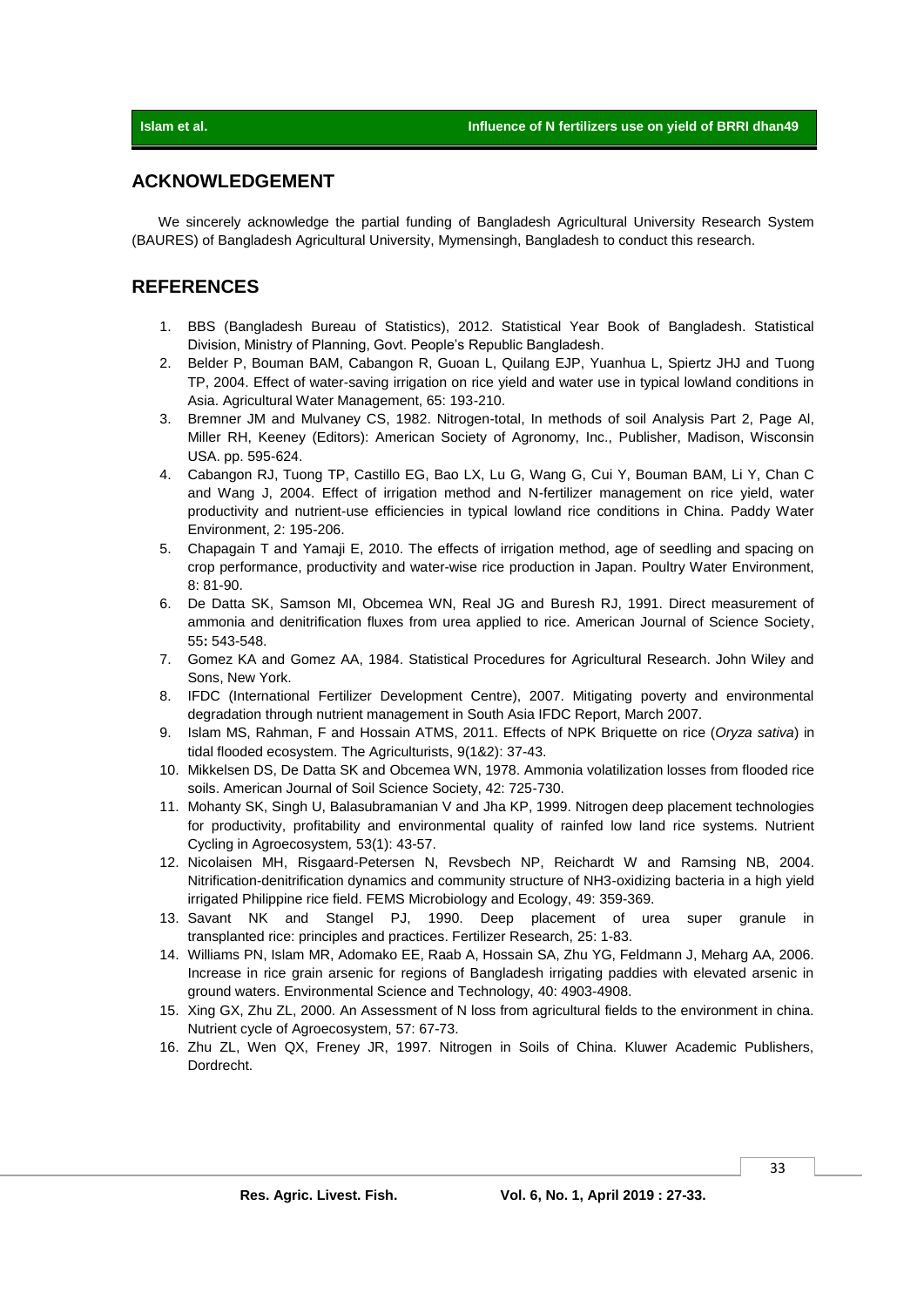## ACKNOWLEDGEMENT

We sincerely acknowledge the partial funding of Bangladesh Agricultural University Research System (BAURES) of Bangladesh Agricultural University, Mymensingh, Bangladesh to conduct this research.

## REFERENCES

1. BBS (Bangladesh Bureau of Statistics), 2012. Statistical Year Book of Bangladesh. Statistical Division, Ministry of Planning, Govt. People's Republic Bangladesh.
2. Belder P, Bouman BAM, Cabangon R, Guoan L, Quilang EJP, Yuanhua L, Spiertz JHJ and Tuong TP, 2004. Effect of water-saving irrigation on rice yield and water use in typical lowland conditions in Asia. Agricultural Water Management, 65: 193-210.
3. Bremner JM and Mulvaney CS, 1982. Nitrogen-total, In methods of soil Analysis Part 2, Page Al, Miller RH, Keeney (Editors): American Society of Agronomy, Inc., Publisher, Madison, Wisconsin USA. pp. 595-624.
4. Cabangon RJ, Tuong TP, Castillo EG, Bao LX, Lu G, Wang G, Cui Y, Bouman BAM, Li Y, Chan C and Wang J, 2004. Effect of irrigation method and N-fertilizer management on rice yield, water productivity and nutrient-use efficiencies in typical lowland rice conditions in China. Paddy Water Environment, 2: 195-206.
5. Chapagain T and Yamaji E, 2010. The effects of irrigation method, age of seedling and spacing on crop performance, productivity and water-wise rice production in Japan. Poultry Water Environment, 8: 81-90.
6. De Datta SK, Samson MI, Obcemea WN, Real JG and Buresh RJ, 1991. Direct measurement of ammonia and denitrification fluxes from urea applied to rice. American Journal of Science Society, 55**:** 543-548.
7. Gomez KA and Gomez AA, 1984. Statistical Procedures for Agricultural Research. John Wiley and Sons, New York.
8. IFDC (International Fertilizer Development Centre), 2007. Mitigating poverty and environmental degradation through nutrient management in South Asia IFDC Report, March 2007.
9. Islam MS, Rahman, F and Hossain ATMS, 2011. Effects of NPK Briquette on rice (*Oryza sativa*) in tidal flooded ecosystem. The Agriculturists, 9(1&2): 37-43.
10. Mikkelsen DS, De Datta SK and Obcemea WN, 1978. Ammonia volatilization losses from flooded rice soils. American Journal of Soil Science Society, 42: 725-730.
11. Mohanty SK, Singh U, Balasubramanian V and Jha KP, 1999. Nitrogen deep placement technologies for productivity, profitability and environmental quality of rainfed low land rice systems. Nutrient Cycling in Agroecosystem*,* 53(1): 43-57.
12. Nicolaisen MH, Risgaard-Petersen N, Revsbech NP, Reichardt W and Ramsing NB, 2004. Nitrification-denitrification dynamics and community structure of NH3-oxidizing bacteria in a high yield irrigated Philippine rice field. FEMS Microbiology and Ecology, 49: 359-369.
13. Savant NK and Stangel PJ, 1990. Deep placement of urea super granule in transplanted rice: principles and practices. Fertilizer Research, 25: 1-83.
14. Williams PN, Islam MR, Adomako EE, Raab A, Hossain SA, Zhu YG, Feldmann J, Meharg AA, 2006. Increase in rice grain arsenic for regions of Bangladesh irrigating paddies with elevated arsenic in ground waters. Environmental Science and Technology, 40: 4903-4908.
15. Xing GX, Zhu ZL, 2000. An Assessment of N loss from agricultural fields to the environment in china. Nutrient cycle of Agroecosystem, 57: 67-73.
16. Zhu ZL, Wen QX, Freney JR, 1997. Nitrogen in Soils of China. Kluwer Academic Publishers, Dordrecht.